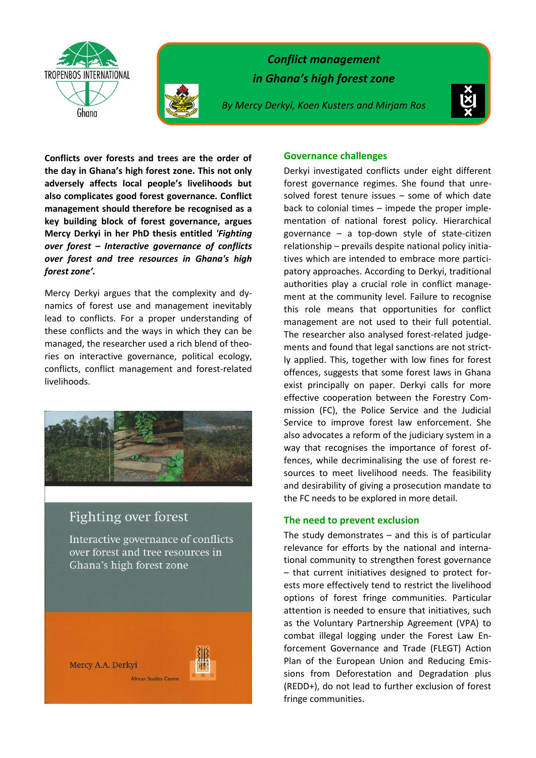# Conflict management in Ghana's high forest zone

*By Mercy Derkyi, Koen Kusters and Mirjam Ros*

**Conflicts over forests and trees are the order of the day in Ghana's high forest zone. This not only adversely affects local people's livelihoods but also complicates good forest governance. Conflict management should therefore be recognised as a key building block of forest governance, argues Mercy Derkyi in her PhD thesis entitled *'Fighting over forest – Interactive governance of conflicts over forest and tree resources in Ghana's high forest zone'.***

Mercy Derkyi argues that the complexity and dynamics of forest use and management inevitably lead to conflicts. For a proper understanding of these conflicts and the ways in which they can be managed, the researcher used a rich blend of theories on interactive governance, political ecology, conflicts, conflict management and forest-related livelihoods.

Fighting over forest

Interactive governance of conflicts over forest and tree resources in Ghana's high forest zone

Mercy A.A. Derkyi

African Studies Centre

## Governance challenges

Derkyi investigated conflicts under eight different forest governance regimes. She found that unresolved forest tenure issues – some of which date back to colonial times – impede the proper implementation of national forest policy. Hierarchical governance – a top-down style of state-citizen relationship – prevails despite national policy initiatives which are intended to embrace more participatory approaches. According to Derkyi, traditional authorities play a crucial role in conflict management at the community level. Failure to recognise this role means that opportunities for conflict management are not used to their full potential. The researcher also analysed forest-related judgements and found that legal sanctions are not strictly applied. This, together with low fines for forest offences, suggests that some forest laws in Ghana exist principally on paper. Derkyi calls for more effective cooperation between the Forestry Commission (FC), the Police Service and the Judicial Service to improve forest law enforcement. She also advocates a reform of the judiciary system in a way that recognises the importance of forest offences, while decriminalising the use of forest resources to meet livelihood needs. The feasibility and desirability of giving a prosecution mandate to the FC needs to be explored in more detail.

## The need to prevent exclusion

The study demonstrates – and this is of particular relevance for efforts by the national and international community to strengthen forest governance – that current initiatives designed to protect forests more effectively tend to restrict the livelihood options of forest fringe communities. Particular attention is needed to ensure that initiatives, such as the Voluntary Partnership Agreement (VPA) to combat illegal logging under the Forest Law Enforcement Governance and Trade (FLEGT) Action Plan of the European Union and Reducing Emissions from Deforestation and Degradation plus (REDD+), do not lead to further exclusion of forest fringe communities.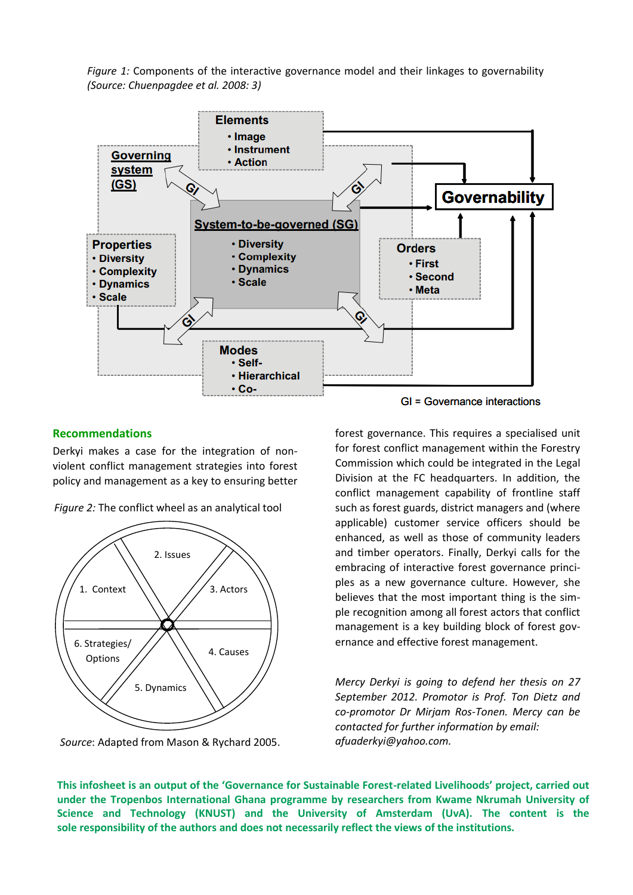*Figure 1:* Components of the interactive governance model and their linkages to governability
*(Source: Chuenpagdee et al. 2008: 3)*

Elements
• Image
• Instrument
• Action

Governing system (GS)

Governability

System-to-be-governed (SG)
• Diversity
• Complexity
• Dynamics
• Scale

Properties
• Diversity
• Complexity
• Dynamics
• Scale

Orders
• First
• Second
• Meta

Modes
• Self-
• Hierarchical
• Co-

GI

GI = Governance interactions

## Recommendations

Derkyi makes a case for the integration of non-violent conflict management strategies into forest policy and management as a key to ensuring better forest governance. This requires a specialised unit for forest conflict management within the Forestry Commission which could be integrated in the Legal Division at the FC headquarters. In addition, the conflict management capability of frontline staff such as forest guards, district managers and (where applicable) customer service officers should be enhanced, as well as those of community leaders and timber operators. Finally, Derkyi calls for the embracing of interactive forest governance principles as a new governance culture. However, she believes that the most important thing is the simple recognition among all forest actors that conflict management is a key building block of forest governance and effective forest management.

*Figure 2:* The conflict wheel as an analytical tool

1. Context
2. Issues
3. Actors
4. Causes
5. Dynamics
6. Strategies/ Options

*Source*: Adapted from Mason & Rychard 2005.

*Mercy Derkyi is going to defend her thesis on 27 September 2012. Promotor is Prof. Ton Dietz and co-promotor Dr Mirjam Ros-Tonen. Mercy can be contacted for further information by email: afuaderkyi@yahoo.com.*

**This infosheet is an output of the 'Governance for Sustainable Forest-related Livelihoods' project, carried out under the Tropenbos International Ghana programme by researchers from Kwame Nkrumah University of Science and Technology (KNUST) and the University of Amsterdam (UvA). The content is the sole responsibility of the authors and does not necessarily reflect the views of the institutions.**